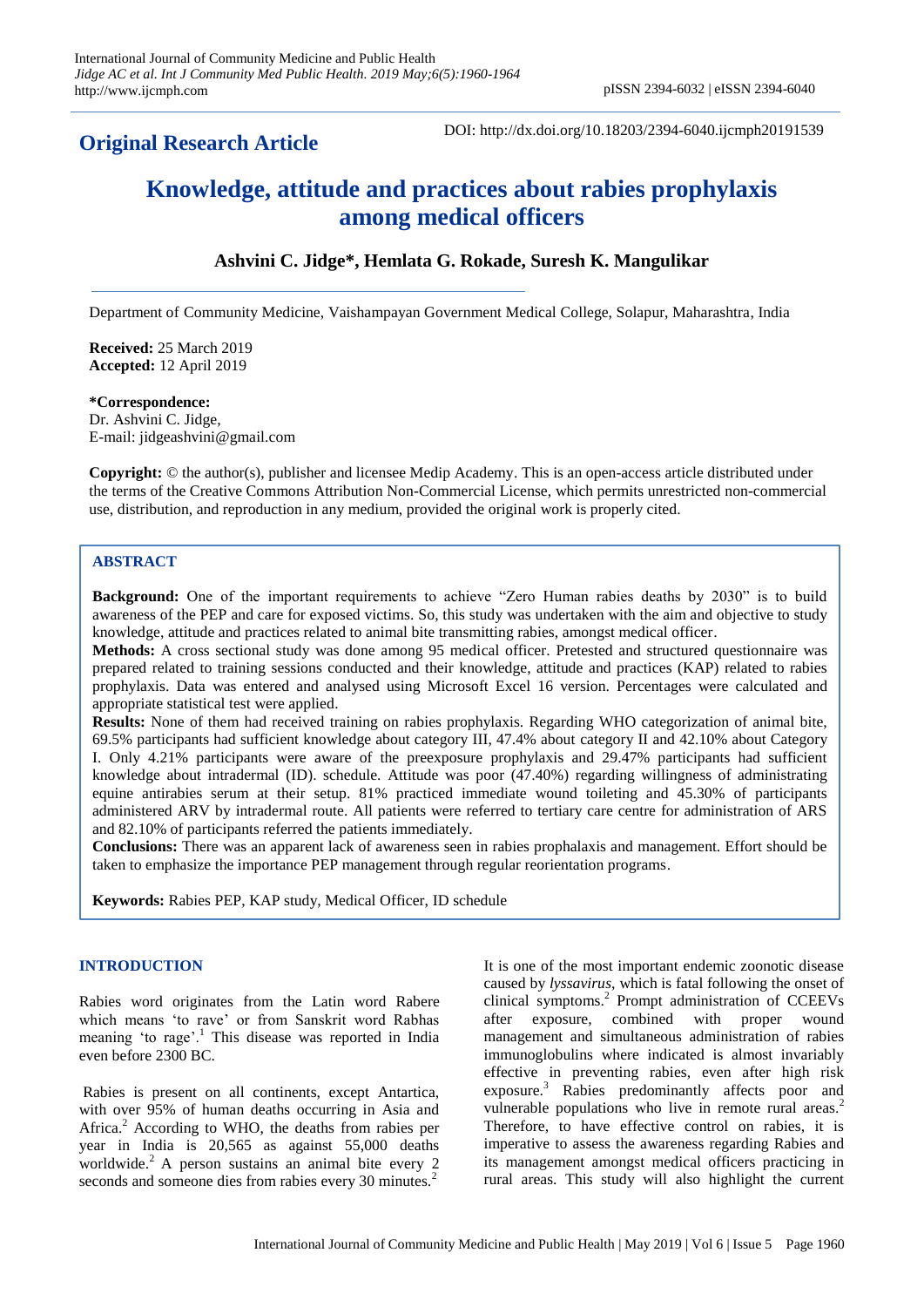**Original Research Article**

DOI: http://dx.doi.org/10.18203/2394-6040.ijcmph20191539

# Knowledge, attitude and practices about rabies prophylaxis among medical officers

**Ashvini C. Jidge\*, Hemlata G. Rokade, Suresh K. Mangulikar**

Department of Community Medicine, Vaishampayan Government Medical College, Solapur, Maharashtra, India

**Received:** 25 March 2019
**Accepted:** 12 April 2019

**\*Correspondence:**
Dr. Ashvini C. Jidge,
E-mail: jidgeashvini@gmail.com

**Copyright:** © the author(s), publisher and licensee Medip Academy. This is an open-access article distributed under the terms of the Creative Commons Attribution Non-Commercial License, which permits unrestricted non-commercial use, distribution, and reproduction in any medium, provided the original work is properly cited.

## ABSTRACT

**Background:** One of the important requirements to achieve "Zero Human rabies deaths by 2030" is to build awareness of the PEP and care for exposed victims. So, this study was undertaken with the aim and objective to study knowledge, attitude and practices related to animal bite transmitting rabies, amongst medical officer.

**Methods:** A cross sectional study was done among 95 medical officer. Pretested and structured questionnaire was prepared related to training sessions conducted and their knowledge, attitude and practices (KAP) related to rabies prophylaxis. Data was entered and analysed using Microsoft Excel 16 version. Percentages were calculated and appropriate statistical test were applied.

**Results:** None of them had received training on rabies prophylaxis. Regarding WHO categorization of animal bite, 69.5% participants had sufficient knowledge about category III, 47.4% about category II and 42.10% about Category I. Only 4.21% participants were aware of the preexposure prophylaxis and 29.47% participants had sufficient knowledge about intradermal (ID). schedule. Attitude was poor (47.40%) regarding willingness of administrating equine antirabies serum at their setup. 81% practiced immediate wound toileting and 45.30% of participants administered ARV by intradermal route. All patients were referred to tertiary care centre for administration of ARS and 82.10% of participants referred the patients immediately.

**Conclusions:** There was an apparent lack of awareness seen in rabies prophalaxis and management. Effort should be taken to emphasize the importance PEP management through regular reorientation programs.

**Keywords:** Rabies PEP, KAP study, Medical Officer, ID schedule

## INTRODUCTION

Rabies word originates from the Latin word Rabere which means 'to rave' or from Sanskrit word Rabhas meaning 'to rage'.[1] This disease was reported in India even before 2300 BC.

Rabies is present on all continents, except Antartica, with over 95% of human deaths occurring in Asia and Africa.[2] According to WHO, the deaths from rabies per year in India is 20,565 as against 55,000 deaths worldwide.[2] A person sustains an animal bite every 2 seconds and someone dies from rabies every 30 minutes.[2]

It is one of the most important endemic zoonotic disease caused by *lyssavirus*, which is fatal following the onset of clinical symptoms.[2] Prompt administration of CCEEVs after exposure, combined with proper wound management and simultaneous administration of rabies immunoglobulins where indicated is almost invariably effective in preventing rabies, even after high risk exposure.[3] Rabies predominantly affects poor and vulnerable populations who live in remote rural areas.[2] Therefore, to have effective control on rabies, it is imperative to assess the awareness regarding Rabies and its management amongst medical officers practicing in rural areas. This study will also highlight the current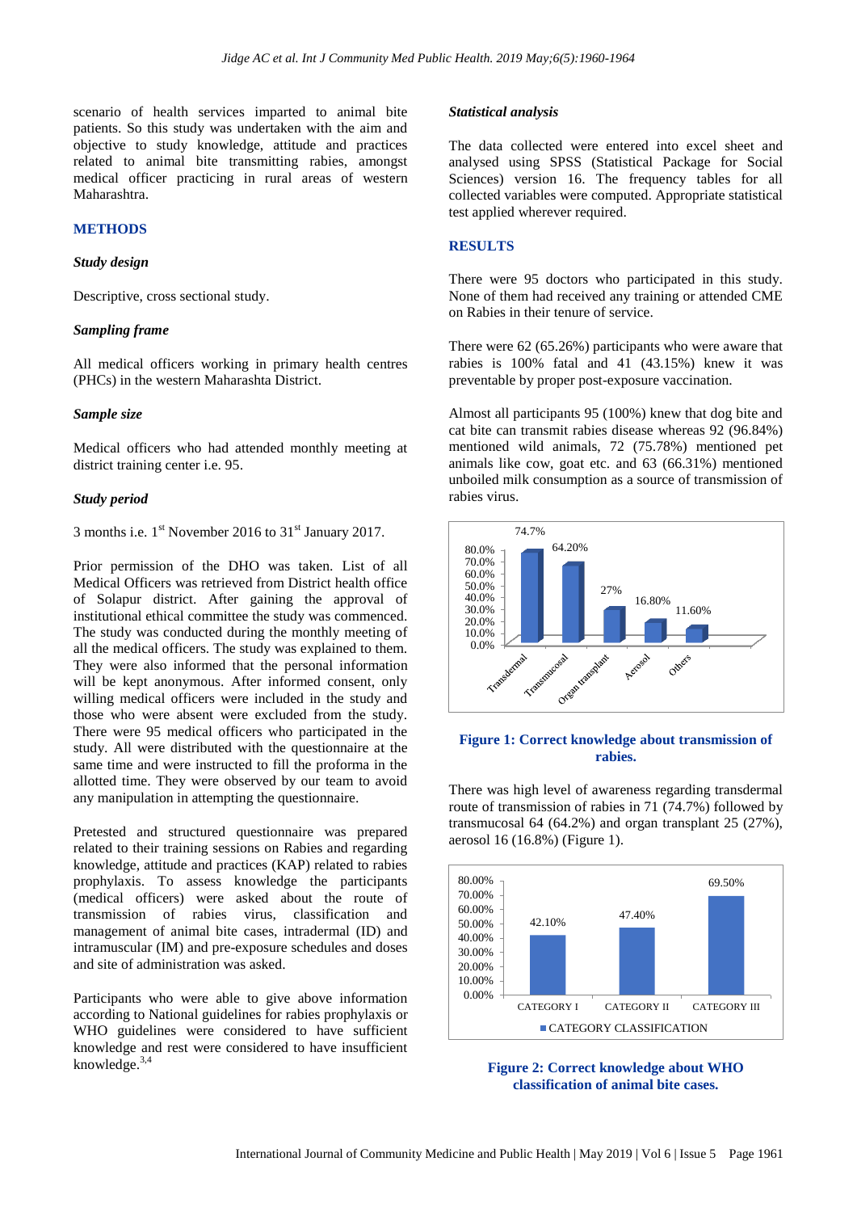scenario of health services imparted to animal bite patients. So this study was undertaken with the aim and objective to study knowledge, attitude and practices related to animal bite transmitting rabies, amongst medical officer practicing in rural areas of western Maharashtra.

## METHODS

### *Study design*

Descriptive, cross sectional study.

### *Sampling frame*

All medical officers working in primary health centres (PHCs) in the western Maharashtra District.

### *Sample size*

Medical officers who had attended monthly meeting at district training center i.e. 95.

### *Study period*

3 months i.e. 1st November 2016 to 31st January 2017.

Prior permission of the DHO was taken. List of all Medical Officers was retrieved from District health office of Solapur district. After gaining the approval of institutional ethical committee the study was commenced. The study was conducted during the monthly meeting of all the medical officers. The study was explained to them. They were also informed that the personal information will be kept anonymous. After informed consent, only willing medical officers were included in the study and those who were absent were excluded from the study. There were 95 medical officers who participated in the study. All were distributed with the questionnaire at the same time and were instructed to fill the proforma in the allotted time. They were observed by our team to avoid any manipulation in attempting the questionnaire.

Pretested and structured questionnaire was prepared related to their training sessions on Rabies and regarding knowledge, attitude and practices (KAP) related to rabies prophylaxis. To assess knowledge the participants (medical officers) were asked about the route of transmission of rabies virus, classification and management of animal bite cases, intradermal (ID) and intramuscular (IM) and pre-exposure schedules and doses and site of administration was asked.

Participants who were able to give above information according to National guidelines for rabies prophylaxis or WHO guidelines were considered to have sufficient knowledge and rest were considered to have insufficient knowledge.[3,4]

### *Statistical analysis*

The data collected were entered into excel sheet and analysed using SPSS (Statistical Package for Social Sciences) version 16. The frequency tables for all collected variables were computed. Appropriate statistical test applied wherever required.

## RESULTS

There were 95 doctors who participated in this study. None of them had received any training or attended CME on Rabies in their tenure of service.

There were 62 (65.26%) participants who were aware that rabies is 100% fatal and 41 (43.15%) knew it was preventable by proper post-exposure vaccination.

Almost all participants 95 (100%) knew that dog bite and cat bite can transmit rabies disease whereas 92 (96.84%) mentioned wild animals, 72 (75.78%) mentioned pet animals like cow, goat etc. and 63 (66.31%) mentioned unboiled milk consumption as a source of transmission of rabies virus.

**Figure 1: Correct knowledge about transmission of rabies.**

There was high level of awareness regarding transdermal route of transmission of rabies in 71 (74.7%) followed by transmucosal 64 (64.2%) and organ transplant 25 (27%), aerosol 16 (16.8%) (Figure 1).

**Figure 2: Correct knowledge about WHO classification of animal bite cases.**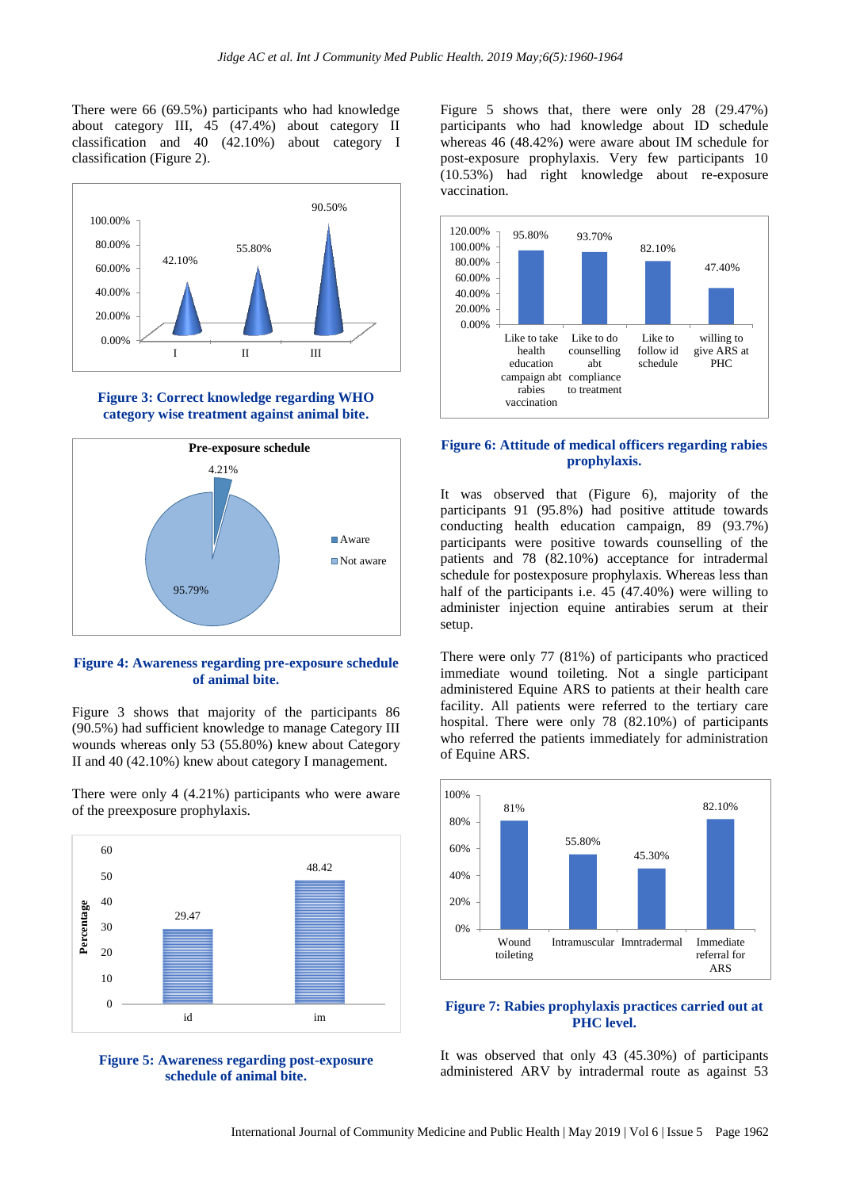There were 66 (69.5%) participants who had knowledge about category III, 45 (47.4%) about category II classification and 40 (42.10%) about category I classification (Figure 2).

**Figure 3: Correct knowledge regarding WHO category wise treatment against animal bite.**

**Figure 4: Awareness regarding pre-exposure schedule of animal bite.**

Figure 3 shows that majority of the participants 86 (90.5%) had sufficient knowledge to manage Category III wounds whereas only 53 (55.80%) knew about Category II and 40 (42.10%) knew about category I management.

There were only 4 (4.21%) participants who were aware of the preexposure prophylaxis.

**Figure 5: Awareness regarding post-exposure schedule of animal bite.**

Figure 5 shows that, there were only 28 (29.47%) participants who had knowledge about ID schedule whereas 46 (48.42%) were aware about IM schedule for post-exposure prophylaxis. Very few participants 10 (10.53%) had right knowledge about re-exposure vaccination.

**Figure 6: Attitude of medical officers regarding rabies prophylaxis.**

It was observed that (Figure 6), majority of the participants 91 (95.8%) had positive attitude towards conducting health education campaign, 89 (93.7%) participants were positive towards counselling of the patients and 78 (82.10%) acceptance for intradermal schedule for postexposure prophylaxis. Whereas less than half of the participants i.e. 45 (47.40%) were willing to administer injection equine antirabies serum at their setup.

There were only 77 (81%) of participants who practiced immediate wound toileting. Not a single participant administered Equine ARS to patients at their health care facility. All patients were referred to the tertiary care hospital. There were only 78 (82.10%) of participants who referred the patients immediately for administration of Equine ARS.

**Figure 7: Rabies prophylaxis practices carried out at PHC level.**

It was observed that only 43 (45.30%) of participants administered ARV by intradermal route as against 53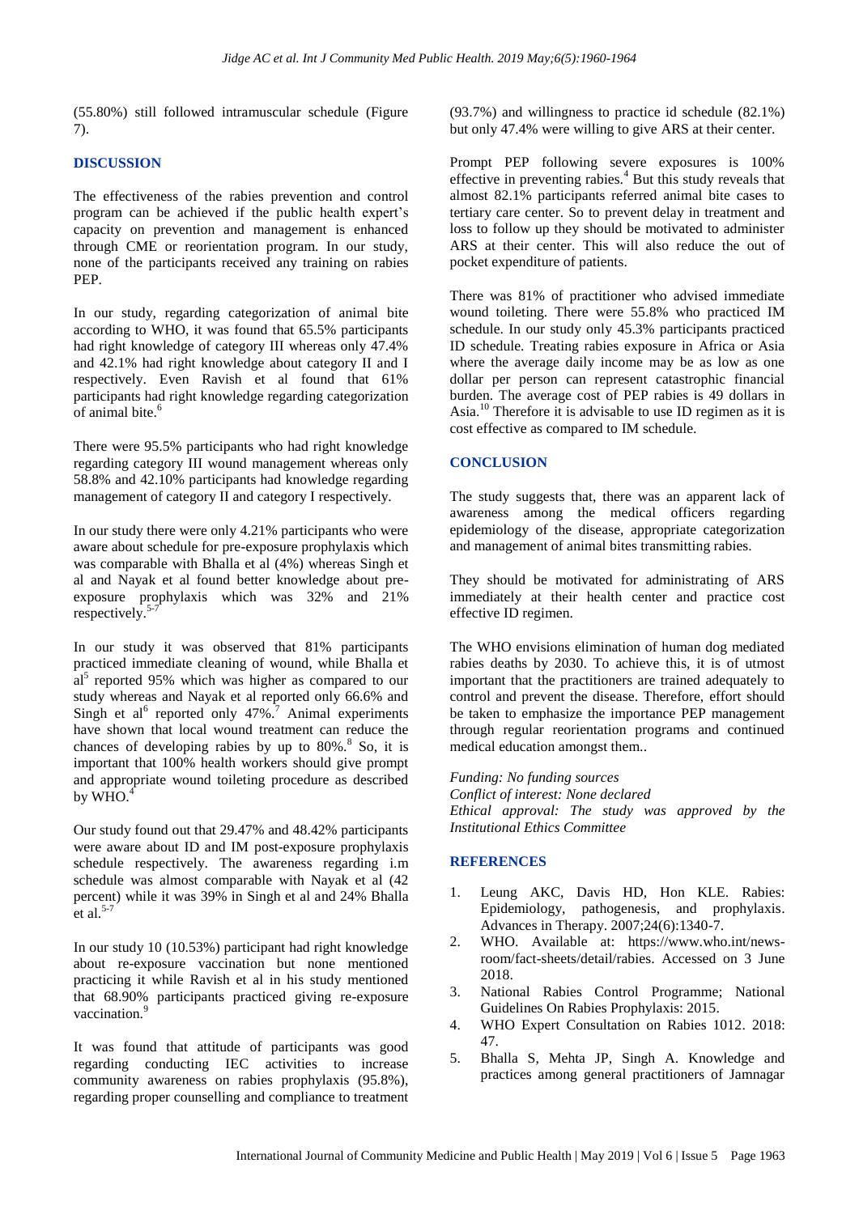(55.80%) still followed intramuscular schedule (Figure 7).

## DISCUSSION

The effectiveness of the rabies prevention and control program can be achieved if the public health expert's capacity on prevention and management is enhanced through CME or reorientation program. In our study, none of the participants received any training on rabies PEP.

In our study, regarding categorization of animal bite according to WHO, it was found that 65.5% participants had right knowledge of category III whereas only 47.4% and 42.1% had right knowledge about category II and I respectively. Even Ravish et al found that 61% participants had right knowledge regarding categorization of animal bite.[6]

There were 95.5% participants who had right knowledge regarding category III wound management whereas only 58.8% and 42.10% participants had knowledge regarding management of category II and category I respectively.

In our study there were only 4.21% participants who were aware about schedule for pre-exposure prophylaxis which was comparable with Bhalla et al (4%) whereas Singh et al and Nayak et al found better knowledge about pre-exposure prophylaxis which was 32% and 21% respectively.[5-7]

In our study it was observed that 81% participants practiced immediate cleaning of wound, while Bhalla et al[5] reported 95% which was higher as compared to our study whereas and Nayak et al reported only 66.6% and Singh et al[6] reported only 47%.[7] Animal experiments have shown that local wound treatment can reduce the chances of developing rabies by up to 80%.[8] So, it is important that 100% health workers should give prompt and appropriate wound toileting procedure as described by WHO.[4]

Our study found out that 29.47% and 48.42% participants were aware about ID and IM post-exposure prophylaxis schedule respectively. The awareness regarding i.m schedule was almost comparable with Nayak et al (42 percent) while it was 39% in Singh et al and 24% Bhalla et al.[5-7]

In our study 10 (10.53%) participant had right knowledge about re-exposure vaccination but none mentioned practicing it while Ravish et al in his study mentioned that 68.90% participants practiced giving re-exposure vaccination.[9]

It was found that attitude of participants was good regarding conducting IEC activities to increase community awareness on rabies prophylaxis (95.8%), regarding proper counselling and compliance to treatment (93.7%) and willingness to practice id schedule (82.1%) but only 47.4% were willing to give ARS at their center.

Prompt PEP following severe exposures is 100% effective in preventing rabies.[4] But this study reveals that almost 82.1% participants referred animal bite cases to tertiary care center. So to prevent delay in treatment and loss to follow up they should be motivated to administer ARS at their center. This will also reduce the out of pocket expenditure of patients.

There was 81% of practitioner who advised immediate wound toileting. There were 55.8% who practiced IM schedule. In our study only 45.3% participants practiced ID schedule. Treating rabies exposure in Africa or Asia where the average daily income may be as low as one dollar per person can represent catastrophic financial burden. The average cost of PEP rabies is 49 dollars in Asia.[10] Therefore it is advisable to use ID regimen as it is cost effective as compared to IM schedule.

## CONCLUSION

The study suggests that, there was an apparent lack of awareness among the medical officers regarding epidemiology of the disease, appropriate categorization and management of animal bites transmitting rabies.

They should be motivated for administrating of ARS immediately at their health center and practice cost effective ID regimen.

The WHO envisions elimination of human dog mediated rabies deaths by 2030. To achieve this, it is of utmost important that the practitioners are trained adequately to control and prevent the disease. Therefore, effort should be taken to emphasize the importance PEP management through regular reorientation programs and continued medical education amongst them..

*Funding: No funding sources*
*Conflict of interest: None declared*
*Ethical approval: The study was approved by the Institutional Ethics Committee*

## REFERENCES

1. Leung AKC, Davis HD, Hon KLE. Rabies: Epidemiology, pathogenesis, and prophylaxis. Advances in Therapy. 2007;24(6):1340-7.
2. WHO. Available at: https://www.who.int/news-room/fact-sheets/detail/rabies. Accessed on 3 June 2018.
3. National Rabies Control Programme; National Guidelines On Rabies Prophylaxis: 2015.
4. WHO Expert Consultation on Rabies 1012. 2018: 47.
5. Bhalla S, Mehta JP, Singh A. Knowledge and practices among general practitioners of Jamnagar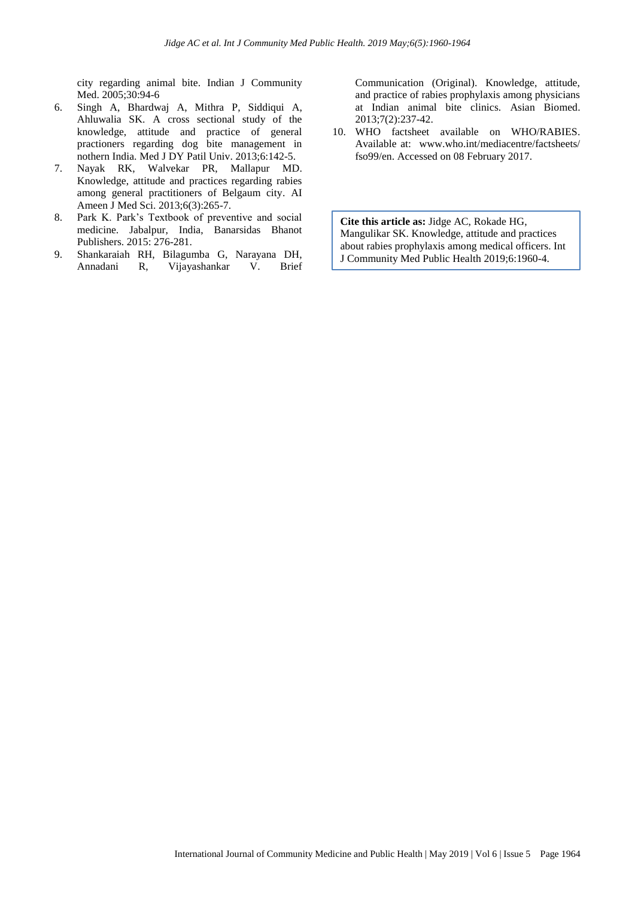city regarding animal bite. Indian J Community Med. 2005;30:94-6

6. Singh A, Bhardwaj A, Mithra P, Siddiqui A, Ahluwalia SK. A cross sectional study of the knowledge, attitude and practice of general practioners regarding dog bite management in nothern India. Med J DY Patil Univ. 2013;6:142-5.
7. Nayak RK, Walvekar PR, Mallapur MD. Knowledge, attitude and practices regarding rabies among general practitioners of Belgaum city. AI Ameen J Med Sci. 2013;6(3):265-7.
8. Park K. Park's Textbook of preventive and social medicine. Jabalpur, India, Banarsidas Bhanot Publishers. 2015: 276-281.
9. Shankaraiah RH, Bilagumba G, Narayana DH, Annadani R, Vijayashankar V. Brief Communication (Original). Knowledge, attitude, and practice of rabies prophylaxis among physicians at Indian animal bite clinics. Asian Biomed. 2013;7(2):237-42.
10. WHO factsheet available on WHO/RABIES. Available at: www.who.int/mediacentre/factsheets/fso99/en. Accessed on 08 February 2017.

**Cite this article as:** Jidge AC, Rokade HG, Mangulikar SK. Knowledge, attitude and practices about rabies prophylaxis among medical officers. Int J Community Med Public Health 2019;6:1960-4.